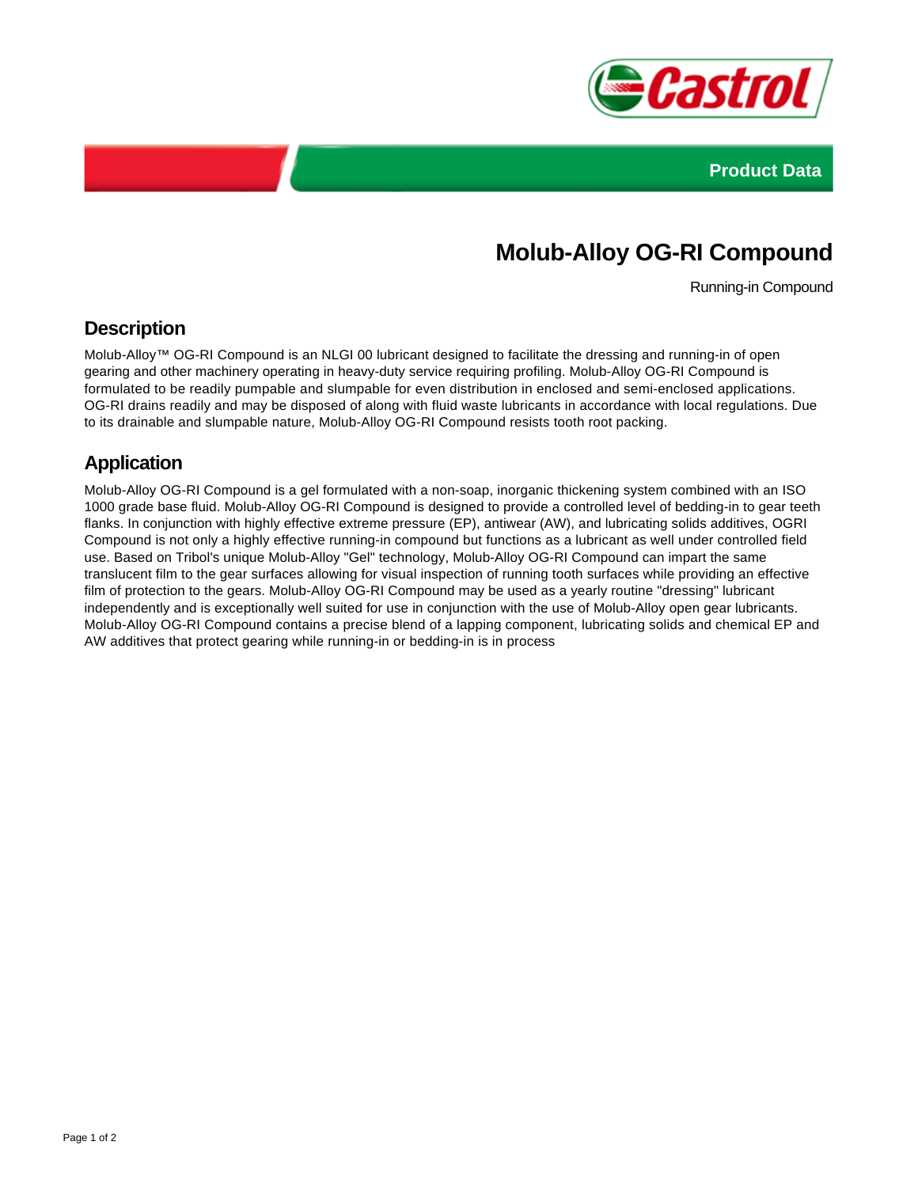Product Data

# Molub-Alloy OG-RI Compound

Running-in Compound

## Description

Molub-Alloy™ OG-RI Compound is an NLGI 00 lubricant designed to facilitate the dressing and running-in of open gearing and other machinery operating in heavy-duty service requiring profiling. Molub-Alloy OG-RI Compound is formulated to be readily pumpable and slumpable for even distribution in enclosed and semi-enclosed applications. OG-RI drains readily and may be disposed of along with fluid waste lubricants in accordance with local regulations. Due to its drainable and slumpable nature, Molub-Alloy OG-RI Compound resists tooth root packing.

## Application

Molub-Alloy OG-RI Compound is a gel formulated with a non-soap, inorganic thickening system combined with an ISO 1000 grade base fluid. Molub-Alloy OG-RI Compound is designed to provide a controlled level of bedding-in to gear teeth flanks. In conjunction with highly effective extreme pressure (EP), antiwear (AW), and lubricating solids additives, OGRI Compound is not only a highly effective running-in compound but functions as a lubricant as well under controlled field use. Based on Tribol's unique Molub-Alloy "Gel" technology, Molub-Alloy OG-RI Compound can impart the same translucent film to the gear surfaces allowing for visual inspection of running tooth surfaces while providing an effective film of protection to the gears. Molub-Alloy OG-RI Compound may be used as a yearly routine "dressing" lubricant independently and is exceptionally well suited for use in conjunction with the use of Molub-Alloy open gear lubricants. Molub-Alloy OG-RI Compound contains a precise blend of a lapping component, lubricating solids and chemical EP and AW additives that protect gearing while running-in or bedding-in is in process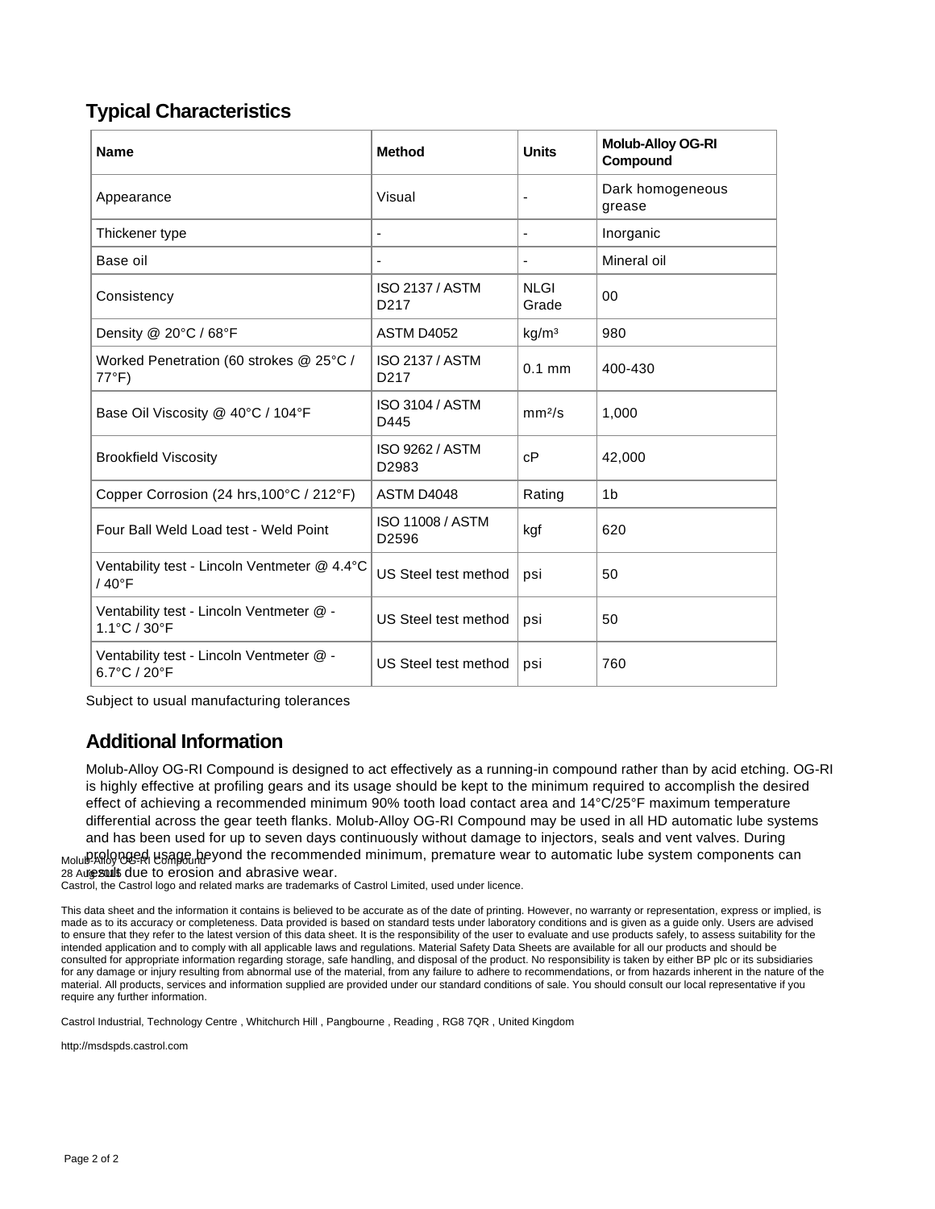## Typical Characteristics

| Name | Method | Units | Molub-Alloy OG-RI Compound |
|---|---|---|---|
| Appearance | Visual | - | Dark homogeneous grease |
| Thickener type | - | - | Inorganic |
| Base oil | - | - | Mineral oil |
| Consistency | ISO 2137 / ASTM D217 | NLGI Grade | 00 |
| Density @ 20°C / 68°F | ASTM D4052 | kg/m³ | 980 |
| Worked Penetration (60 strokes @ 25°C / 77°F) | ISO 2137 / ASTM D217 | 0.1 mm | 400-430 |
| Base Oil Viscosity @ 40°C / 104°F | ISO 3104 / ASTM D445 | mm²/s | 1,000 |
| Brookfield Viscosity | ISO 9262 / ASTM D2983 | cP | 42,000 |
| Copper Corrosion (24 hrs,100°C / 212°F) | ASTM D4048 | Rating | 1b |
| Four Ball Weld Load test - Weld Point | ISO 11008 / ASTM D2596 | kgf | 620 |
| Ventability test - Lincoln Ventmeter @ 4.4°C / 40°F | US Steel test method | psi | 50 |
| Ventability test - Lincoln Ventmeter @ -1.1°C / 30°F | US Steel test method | psi | 50 |
| Ventability test - Lincoln Ventmeter @ -6.7°C / 20°F | US Steel test method | psi | 760 |

Subject to usual manufacturing tolerances

## Additional Information

Molub-Alloy OG-RI Compound is designed to act effectively as a running-in compound rather than by acid etching. OG-RI is highly effective at profiling gears and its usage should be kept to the minimum required to accomplish the desired effect of achieving a recommended minimum 90% tooth load contact area and 14°C/25°F maximum temperature differential across the gear teeth flanks. Molub-Alloy OG-RI Compound may be used in all HD automatic lube systems and has been used for up to seven days continuously without damage to injectors, seals and vent valves. During prolonged usage beyond the recommended minimum, premature wear to automatic lube system components can result due to erosion and abrasive wear.

Molub-Alloy OG-RI Compound
28 Aug 2015
Castrol, the Castrol logo and related marks are trademarks of Castrol Limited, used under licence.

This data sheet and the information it contains is believed to be accurate as of the date of printing. However, no warranty or representation, express or implied, is made as to its accuracy or completeness. Data provided is based on standard tests under laboratory conditions and is given as a guide only. Users are advised to ensure that they refer to the latest version of this data sheet. It is the responsibility of the user to evaluate and use products safely, to assess suitability for the intended application and to comply with all applicable laws and regulations. Material Safety Data Sheets are available for all our products and should be consulted for appropriate information regarding storage, safe handling, and disposal of the product. No responsibility is taken by either BP plc or its subsidiaries for any damage or injury resulting from abnormal use of the material, from any failure to adhere to recommendations, or from hazards inherent in the nature of the material. All products, services and information supplied are provided under our standard conditions of sale. You should consult our local representative if you require any further information.

Castrol Industrial, Technology Centre , Whitchurch Hill , Pangbourne , Reading , RG8 7QR , United Kingdom

http://msdspds.castrol.com